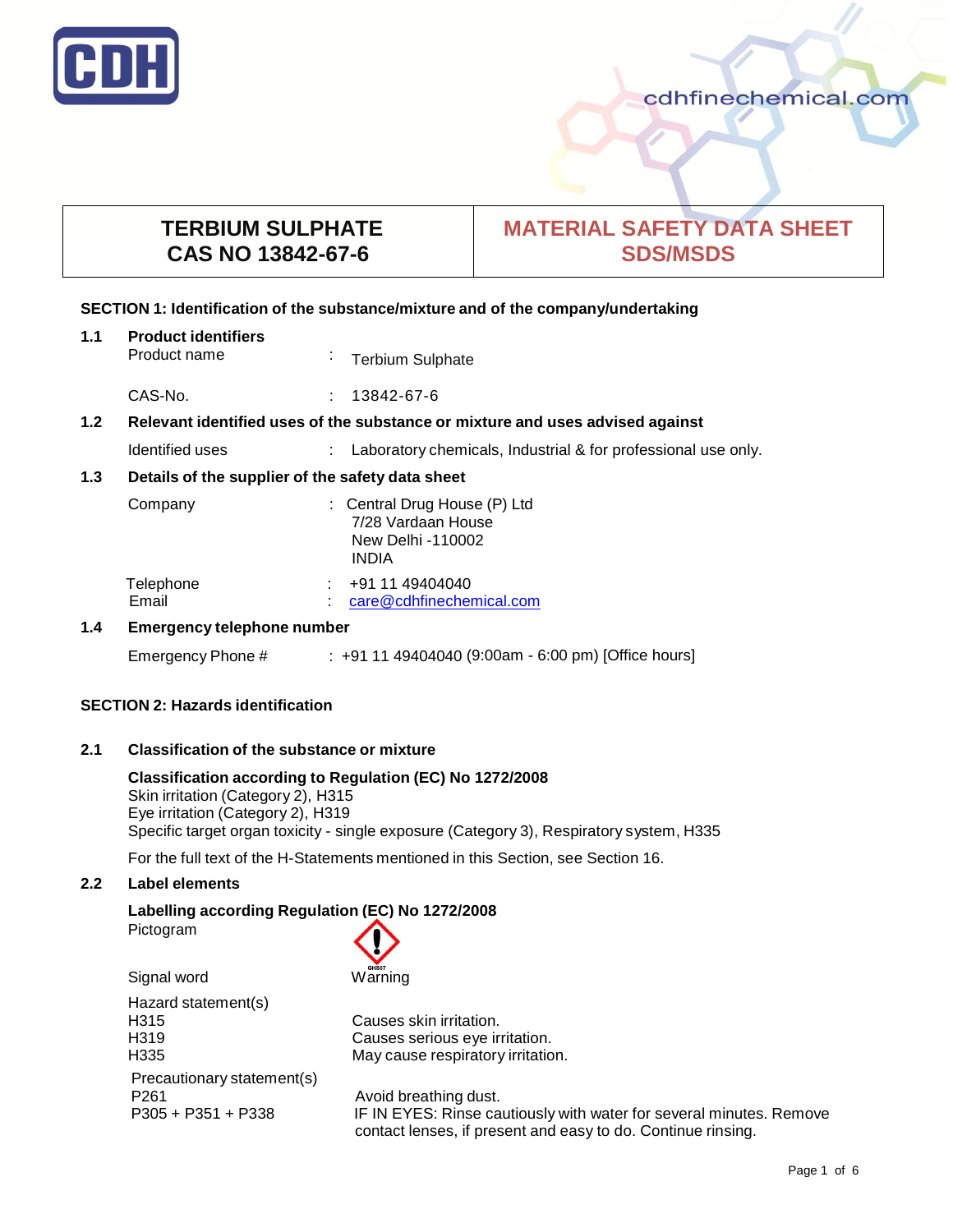CDH

cdhfinechemical.com

| TERBIUM SULPHATE CAS NO 13842-67-6 | MATERIAL SAFETY DATA SHEET SDS/MSDS |
|---|---|

## SECTION 1: Identification of the substance/mixture and of the company/undertaking

### 1.1 Product identifiers

Product name : Terbium Sulphate

CAS-No. : 13842-67-6

### 1.2 Relevant identified uses of the substance or mixture and uses advised against

Identified uses : Laboratory chemicals, Industrial & for professional use only.

### 1.3 Details of the supplier of the safety data sheet

Company : Central Drug House (P) Ltd
7/28 Vardaan House
New Delhi -110002
INDIA

Telephone : +91 11 49404040
Email : care@cdhfinechemical.com

### 1.4 Emergency telephone number

Emergency Phone # : +91 11 49404040 (9:00am - 6:00 pm) [Office hours]

## SECTION 2: Hazards identification

### 2.1 Classification of the substance or mixture

**Classification according to Regulation (EC) No 1272/2008**
Skin irritation (Category 2), H315
Eye irritation (Category 2), H319
Specific target organ toxicity - single exposure (Category 3), Respiratory system, H335

For the full text of the H-Statements mentioned in this Section, see Section 16.

### 2.2 Label elements

**Labelling according Regulation (EC) No 1272/2008**

Pictogram

Signal word Warning

Hazard statement(s)
H315 Causes skin irritation.
H319 Causes serious eye irritation.
H335 May cause respiratory irritation.

Precautionary statement(s)
P261 Avoid breathing dust.
P305 + P351 + P338 IF IN EYES: Rinse cautiously with water for several minutes. Remove contact lenses, if present and easy to do. Continue rinsing.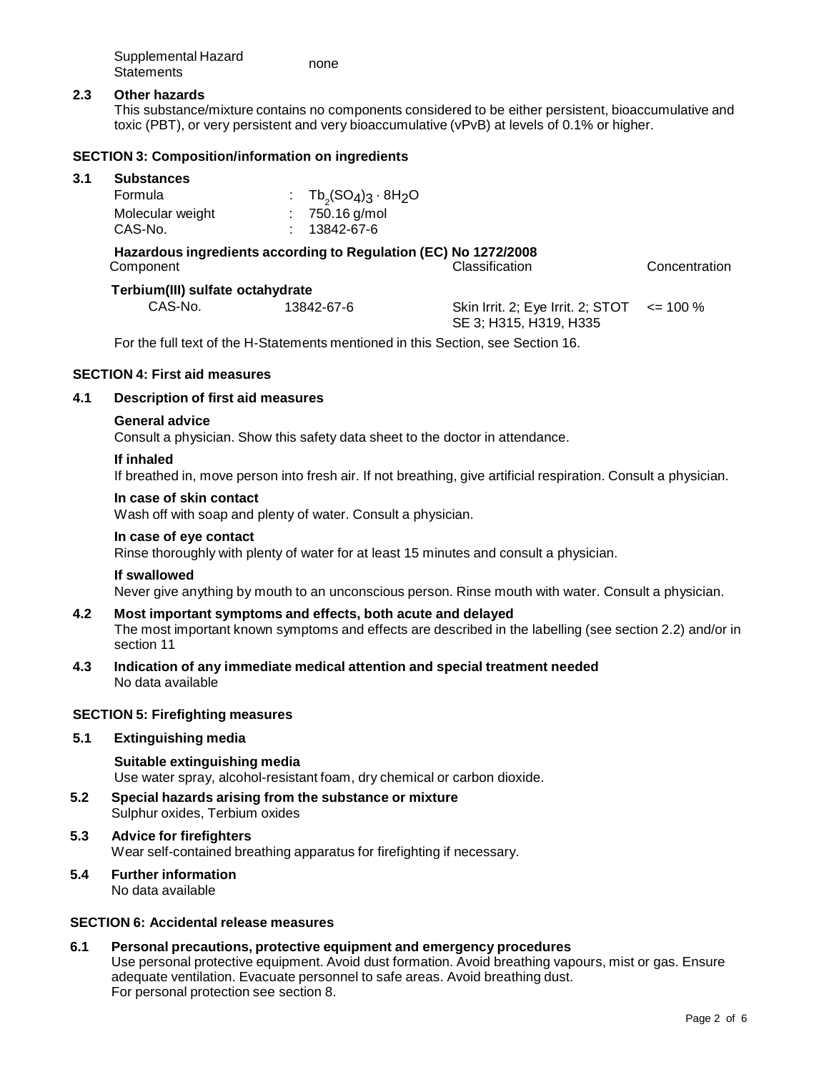| Supplemental Hazard Statements | none |
|---|---|

### 2.3 Other hazards

This substance/mixture contains no components considered to be either persistent, bioaccumulative and toxic (PBT), or very persistent and very bioaccumulative (vPvB) at levels of 0.1% or higher.

## SECTION 3: Composition/information on ingredients

### 3.1 Substances

| | | |
|---|---|---|
| Formula | : | $Tb_2(SO_4)_3 \cdot 8H_2O$ |
| Molecular weight | : | 750.16 g/mol |
| CAS-No. | : | 13842-67-6 |

**Hazardous ingredients according to Regulation (EC) No 1272/2008**

| Component | | Classification | Concentration |
|---|---|---|---|
| **Terbium(III) sulfate octahydrate** | | | |
| CAS-No. | 13842-67-6 | Skin Irrit. 2; Eye Irrit. 2; STOT SE 3; H315, H319, H335 | <= 100 % |

For the full text of the H-Statements mentioned in this Section, see Section 16.

## SECTION 4: First aid measures

### 4.1 Description of first aid measures

**General advice**

Consult a physician. Show this safety data sheet to the doctor in attendance.

**If inhaled**

If breathed in, move person into fresh air. If not breathing, give artificial respiration. Consult a physician.

**In case of skin contact**

Wash off with soap and plenty of water. Consult a physician.

**In case of eye contact**

Rinse thoroughly with plenty of water for at least 15 minutes and consult a physician.

**If swallowed**

Never give anything by mouth to an unconscious person. Rinse mouth with water. Consult a physician.

### 4.2 Most important symptoms and effects, both acute and delayed

The most important known symptoms and effects are described in the labelling (see section 2.2) and/or in section 11

### 4.3 Indication of any immediate medical attention and special treatment needed

No data available

## SECTION 5: Firefighting measures

### 5.1 Extinguishing media

**Suitable extinguishing media**

Use water spray, alcohol-resistant foam, dry chemical or carbon dioxide.

### 5.2 Special hazards arising from the substance or mixture

Sulphur oxides, Terbium oxides

### 5.3 Advice for firefighters

Wear self-contained breathing apparatus for firefighting if necessary.

### 5.4 Further information

No data available

## SECTION 6: Accidental release measures

### 6.1 Personal precautions, protective equipment and emergency procedures

Use personal protective equipment. Avoid dust formation. Avoid breathing vapours, mist or gas. Ensure adequate ventilation. Evacuate personnel to safe areas. Avoid breathing dust.
For personal protection see section 8.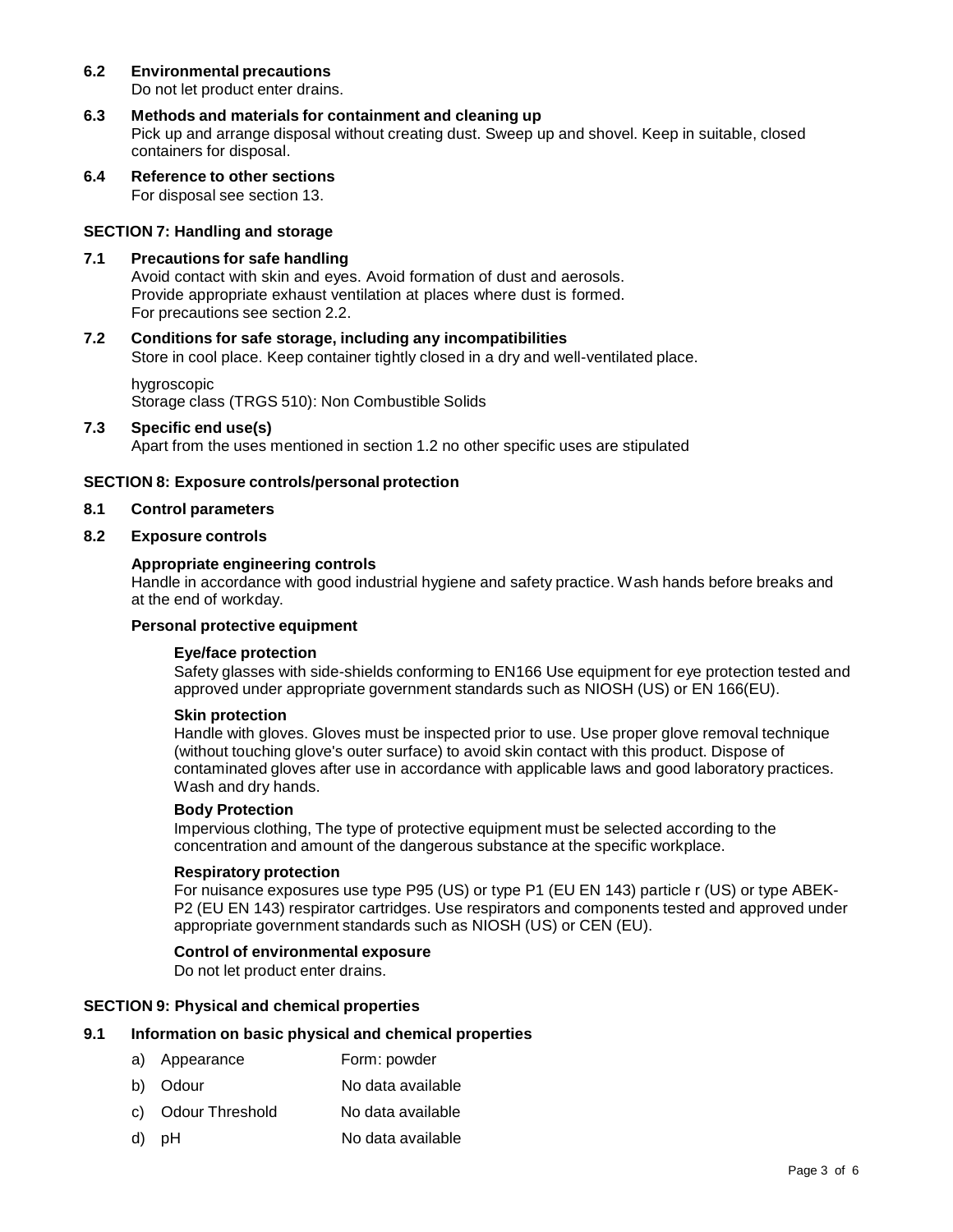### 6.2 Environmental precautions

Do not let product enter drains.

### 6.3 Methods and materials for containment and cleaning up

Pick up and arrange disposal without creating dust. Sweep up and shovel. Keep in suitable, closed containers for disposal.

### 6.4 Reference to other sections

For disposal see section 13.

## SECTION 7: Handling and storage

### 7.1 Precautions for safe handling

Avoid contact with skin and eyes. Avoid formation of dust and aerosols.
Provide appropriate exhaust ventilation at places where dust is formed.
For precautions see section 2.2.

### 7.2 Conditions for safe storage, including any incompatibilities

Store in cool place. Keep container tightly closed in a dry and well-ventilated place.

hygroscopic
Storage class (TRGS 510): Non Combustible Solids

### 7.3 Specific end use(s)

Apart from the uses mentioned in section 1.2 no other specific uses are stipulated

## SECTION 8: Exposure controls/personal protection

### 8.1 Control parameters

### 8.2 Exposure controls

**Appropriate engineering controls**

Handle in accordance with good industrial hygiene and safety practice. Wash hands before breaks and at the end of workday.

**Personal protective equipment**

**Eye/face protection**

Safety glasses with side-shields conforming to EN166 Use equipment for eye protection tested and approved under appropriate government standards such as NIOSH (US) or EN 166(EU).

**Skin protection**

Handle with gloves. Gloves must be inspected prior to use. Use proper glove removal technique (without touching glove's outer surface) to avoid skin contact with this product. Dispose of contaminated gloves after use in accordance with applicable laws and good laboratory practices. Wash and dry hands.

**Body Protection**

Impervious clothing, The type of protective equipment must be selected according to the concentration and amount of the dangerous substance at the specific workplace.

**Respiratory protection**

For nuisance exposures use type P95 (US) or type P1 (EU EN 143) particle r (US) or type ABEK-P2 (EU EN 143) respirator cartridges. Use respirators and components tested and approved under appropriate government standards such as NIOSH (US) or CEN (EU).

**Control of environmental exposure**

Do not let product enter drains.

## SECTION 9: Physical and chemical properties

### 9.1 Information on basic physical and chemical properties

a) Appearance — Form: powder

b) Odour — No data available

c) Odour Threshold — No data available

d) pH — No data available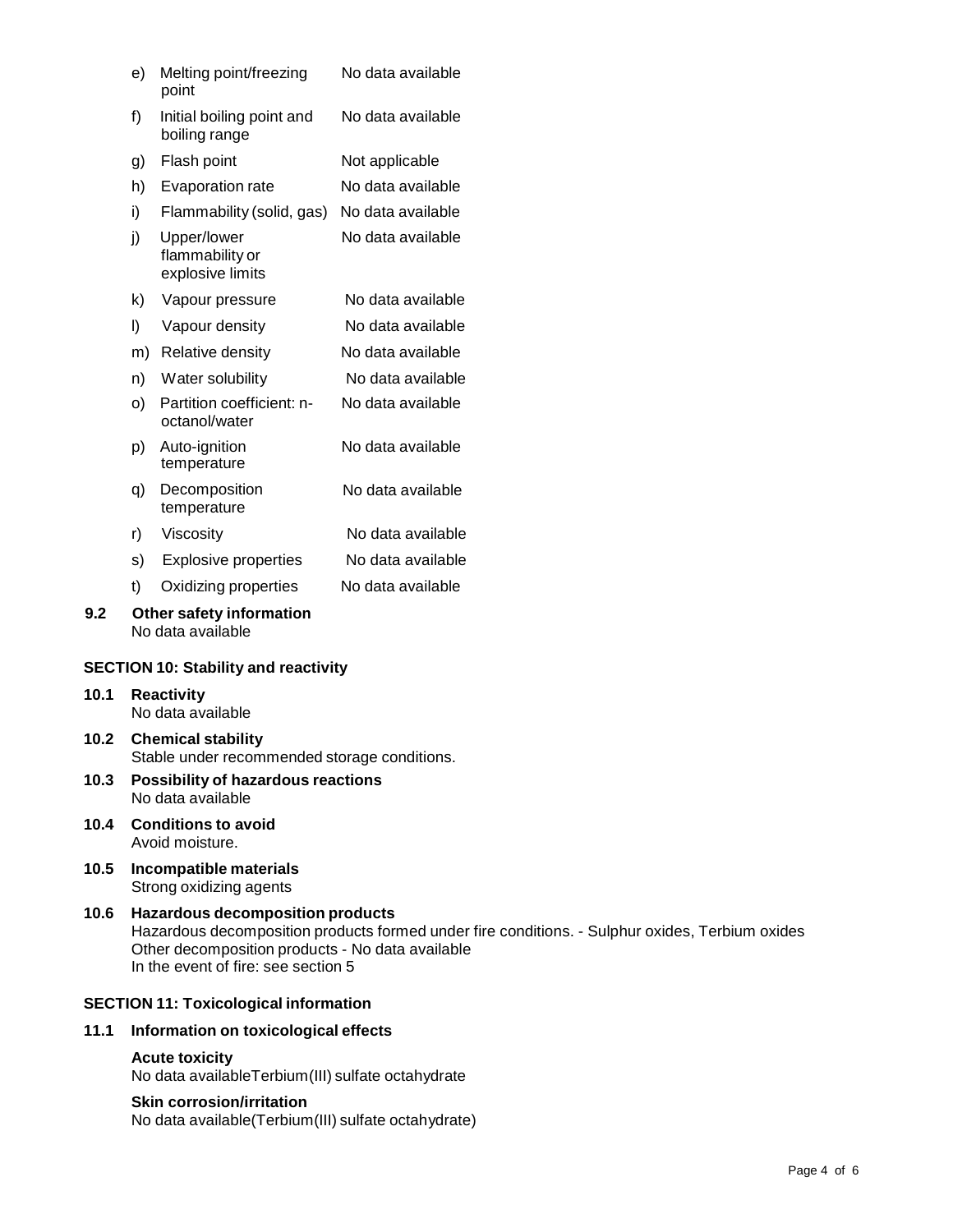| | | |
|---|---|---|
| e) | Melting point/freezing point | No data available |
| f) | Initial boiling point and boiling range | No data available |
| g) | Flash point | Not applicable |
| h) | Evaporation rate | No data available |
| i) | Flammability (solid, gas) | No data available |
| j) | Upper/lower flammability or explosive limits | No data available |
| k) | Vapour pressure | No data available |
| l) | Vapour density | No data available |
| m) | Relative density | No data available |
| n) | Water solubility | No data available |
| o) | Partition coefficient: n-octanol/water | No data available |
| p) | Auto-ignition temperature | No data available |
| q) | Decomposition temperature | No data available |
| r) | Viscosity | No data available |
| s) | Explosive properties | No data available |
| t) | Oxidizing properties | No data available |

**9.2 Other safety information**
No data available

## SECTION 10: Stability and reactivity

**10.1 Reactivity**
No data available

**10.2 Chemical stability**
Stable under recommended storage conditions.

**10.3 Possibility of hazardous reactions**
No data available

**10.4 Conditions to avoid**
Avoid moisture.

**10.5 Incompatible materials**
Strong oxidizing agents

**10.6 Hazardous decomposition products**
Hazardous decomposition products formed under fire conditions. - Sulphur oxides, Terbium oxides
Other decomposition products - No data available
In the event of fire: see section 5

## SECTION 11: Toxicological information

**11.1 Information on toxicological effects**

**Acute toxicity**
No data availableTerbium(III) sulfate octahydrate

**Skin corrosion/irritation**
No data available(Terbium(III) sulfate octahydrate)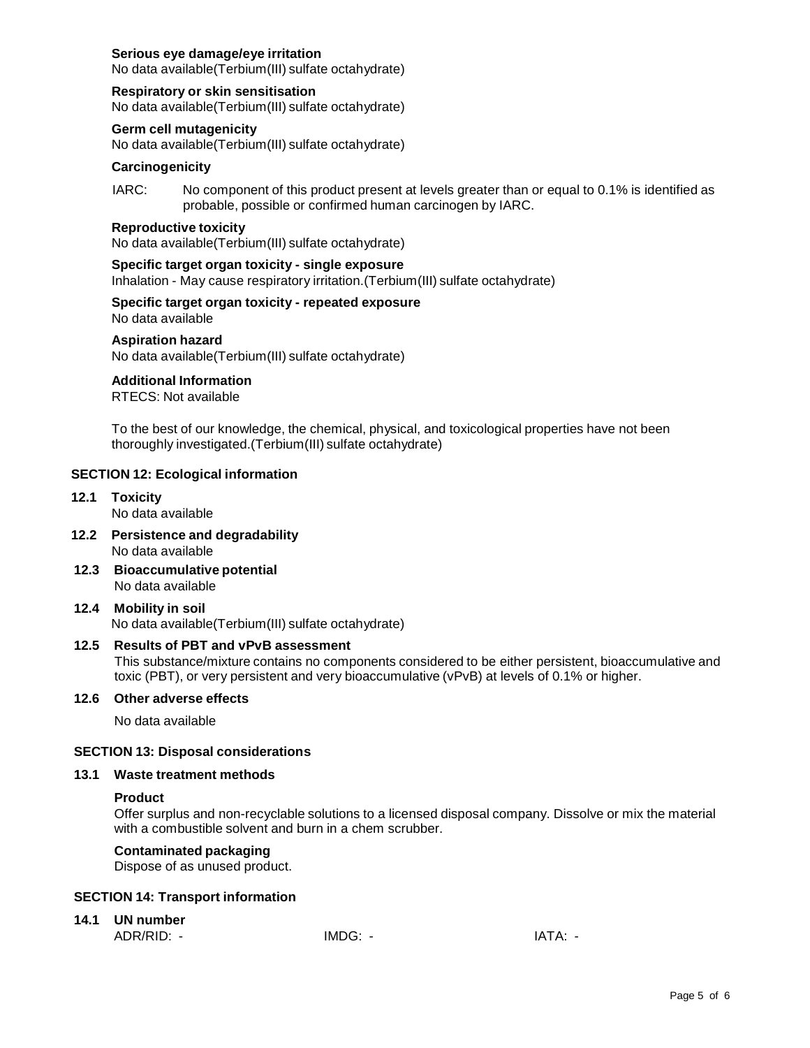**Serious eye damage/eye irritation**
No data available(Terbium(III) sulfate octahydrate)

**Respiratory or skin sensitisation**
No data available(Terbium(III) sulfate octahydrate)

**Germ cell mutagenicity**
No data available(Terbium(III) sulfate octahydrate)

**Carcinogenicity**

IARC: No component of this product present at levels greater than or equal to 0.1% is identified as probable, possible or confirmed human carcinogen by IARC.

**Reproductive toxicity**
No data available(Terbium(III) sulfate octahydrate)

**Specific target organ toxicity - single exposure**
Inhalation - May cause respiratory irritation.(Terbium(III) sulfate octahydrate)

**Specific target organ toxicity - repeated exposure**
No data available

**Aspiration hazard**
No data available(Terbium(III) sulfate octahydrate)

**Additional Information**
RTECS: Not available

To the best of our knowledge, the chemical, physical, and toxicological properties have not been thoroughly investigated.(Terbium(III) sulfate octahydrate)

## SECTION 12: Ecological information

### 12.1 Toxicity
No data available

### 12.2 Persistence and degradability
No data available

### 12.3 Bioaccumulative potential
No data available

### 12.4 Mobility in soil
No data available(Terbium(III) sulfate octahydrate)

### 12.5 Results of PBT and vPvB assessment
This substance/mixture contains no components considered to be either persistent, bioaccumulative and toxic (PBT), or very persistent and very bioaccumulative (vPvB) at levels of 0.1% or higher.

### 12.6 Other adverse effects

No data available

## SECTION 13: Disposal considerations

### 13.1 Waste treatment methods

**Product**
Offer surplus and non-recyclable solutions to a licensed disposal company. Dissolve or mix the material with a combustible solvent and burn in a chem scrubber.

**Contaminated packaging**
Dispose of as unused product.

## SECTION 14: Transport information

### 14.1 UN number
ADR/RID: - IMDG: - IATA: -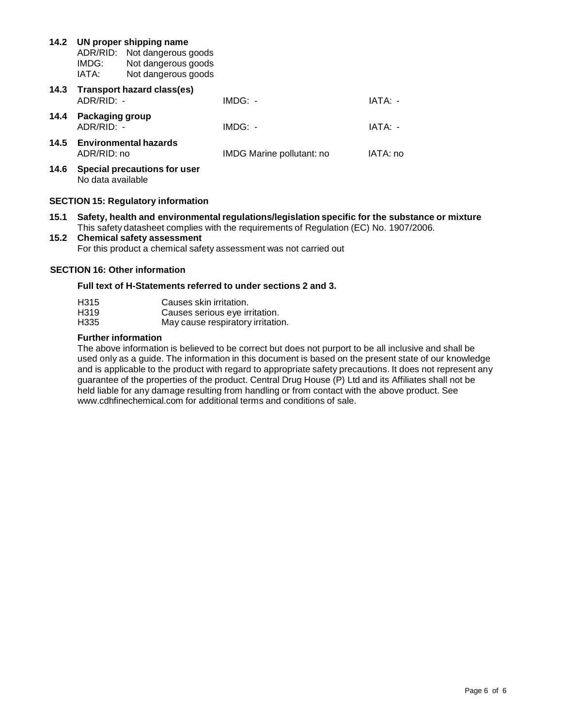**14.2 UN proper shipping name**

| | |
|---|---|
| ADR/RID: | Not dangerous goods |
| IMDG: | Not dangerous goods |
| IATA: | Not dangerous goods |

**14.3 Transport hazard class(es)**

| | | |
|---|---|---|
| ADR/RID: - | IMDG: - | IATA: - |

**14.4 Packaging group**

| | | |
|---|---|---|
| ADR/RID: - | IMDG: - | IATA: - |

**14.5 Environmental hazards**

| | | |
|---|---|---|
| ADR/RID: no | IMDG Marine pollutant: no | IATA: no |

**14.6 Special precautions for user**

No data available

## SECTION 15: Regulatory information

**15.1 Safety, health and environmental regulations/legislation specific for the substance or mixture**

This safety datasheet complies with the requirements of Regulation (EC) No. 1907/2006.

**15.2 Chemical safety assessment**

For this product a chemical safety assessment was not carried out

## SECTION 16: Other information

**Full text of H-Statements referred to under sections 2 and 3.**

| | |
|---|---|
| H315 | Causes skin irritation. |
| H319 | Causes serious eye irritation. |
| H335 | May cause respiratory irritation. |

**Further information**

The above information is believed to be correct but does not purport to be all inclusive and shall be used only as a guide. The information in this document is based on the present state of our knowledge and is applicable to the product with regard to appropriate safety precautions. It does not represent any guarantee of the properties of the product. Central Drug House (P) Ltd and its Affiliates shall not be held liable for any damage resulting from handling or from contact with the above product. See www.cdhfinechemical.com for additional terms and conditions of sale.